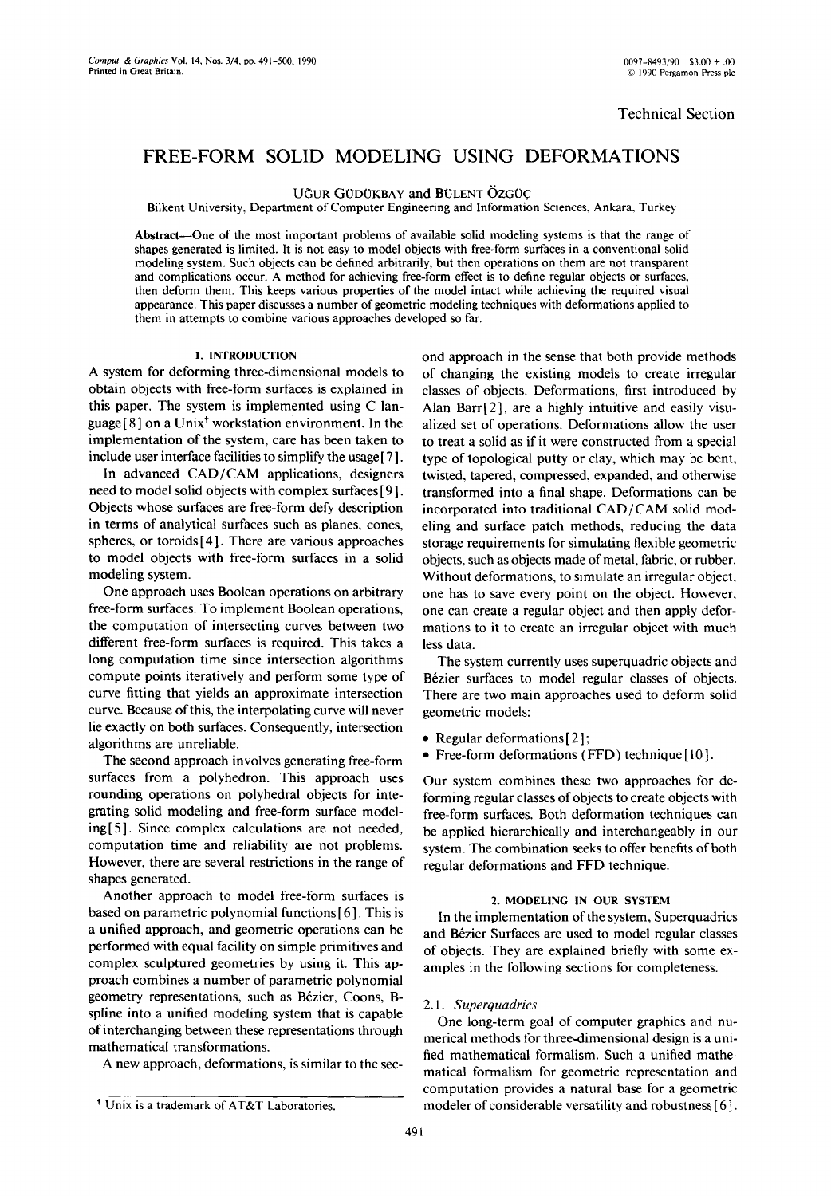Technical Section

# FREE-FORM SOLID MODELING USING DEFORMATIONS

UĞUR GÜDÜKBAY and BÜLENT ÖZGÜÇ

Bilkent University, Department of Computer Engineering and Information Sciences, Ankara, Turkey

**Abstract**—One of the most important problems of available solid modeling systems is that the range of shapes generated is limited. It is not easy to model objects with free-form surfaces in a conventional solid modeling system. Such objects can be defined arbitrarily, but then operations on them are not transparent and complications occur. A method for achieving free-form effect is to define regular objects or surfaces, then deform them. This keeps various properties of the model intact while achieving the required visual appearance. This paper discusses a number of geometric modeling techniques with deformations applied to them in attempts to combine various approaches developed so far.

## 1. INTRODUCTION

A system for deforming three-dimensional models to obtain objects with free-form surfaces is explained in this paper. The system is implemented using C language[8] on a Unix† workstation environment. In the implementation of the system, care has been taken to include user interface facilities to simplify the usage[7].

In advanced CAD/CAM applications, designers need to model solid objects with complex surfaces[9]. Objects whose surfaces are free-form defy description in terms of analytical surfaces such as planes, cones, spheres, or toroids[4]. There are various approaches to model objects with free-form surfaces in a solid modeling system.

One approach uses Boolean operations on arbitrary free-form surfaces. To implement Boolean operations, the computation of intersecting curves between two different free-form surfaces is required. This takes a long computation time since intersection algorithms compute points iteratively and perform some type of curve fitting that yields an approximate intersection curve. Because of this, the interpolating curve will never lie exactly on both surfaces. Consequently, intersection algorithms are unreliable.

The second approach involves generating free-form surfaces from a polyhedron. This approach uses rounding operations on polyhedral objects for integrating solid modeling and free-form surface modeling[5]. Since complex calculations are not needed, computation time and reliability are not problems. However, there are several restrictions in the range of shapes generated.

Another approach to model free-form surfaces is based on parametric polynomial functions[6]. This is a unified approach, and geometric operations can be performed with equal facility on simple primitives and complex sculptured geometries by using it. This approach combines a number of parametric polynomial geometry representations, such as Bézier, Coons, B-spline into a unified modeling system that is capable of interchanging between these representations through mathematical transformations.

A new approach, deformations, is similar to the second approach in the sense that both provide methods of changing the existing models to create irregular classes of objects. Deformations, first introduced by Alan Barr[2], are a highly intuitive and easily visualized set of operations. Deformations allow the user to treat a solid as if it were constructed from a special type of topological putty or clay, which may be bent, twisted, tapered, compressed, expanded, and otherwise transformed into a final shape. Deformations can be incorporated into traditional CAD/CAM solid modeling and surface patch methods, reducing the data storage requirements for simulating flexible geometric objects, such as objects made of metal, fabric, or rubber. Without deformations, to simulate an irregular object, one has to save every point on the object. However, one can create a regular object and then apply deformations to it to create an irregular object with much less data.

The system currently uses superquadric objects and Bézier surfaces to model regular classes of objects. There are two main approaches used to deform solid geometric models:

- Regular deformations[2];
- Free-form deformations (FFD) technique[10].

Our system combines these two approaches for deforming regular classes of objects to create objects with free-form surfaces. Both deformation techniques can be applied hierarchically and interchangeably in our system. The combination seeks to offer benefits of both regular deformations and FFD technique.

## 2. MODELING IN OUR SYSTEM

In the implementation of the system, Superquadrics and Bézier Surfaces are used to model regular classes of objects. They are explained briefly with some examples in the following sections for completeness.

### 2.1. *Superquadrics*

One long-term goal of computer graphics and numerical methods for three-dimensional design is a unified mathematical formalism. Such a unified mathematical formalism for geometric representation and computation provides a natural base for a geometric modeler of considerable versatility and robustness[6].

† Unix is a trademark of AT&T Laboratories.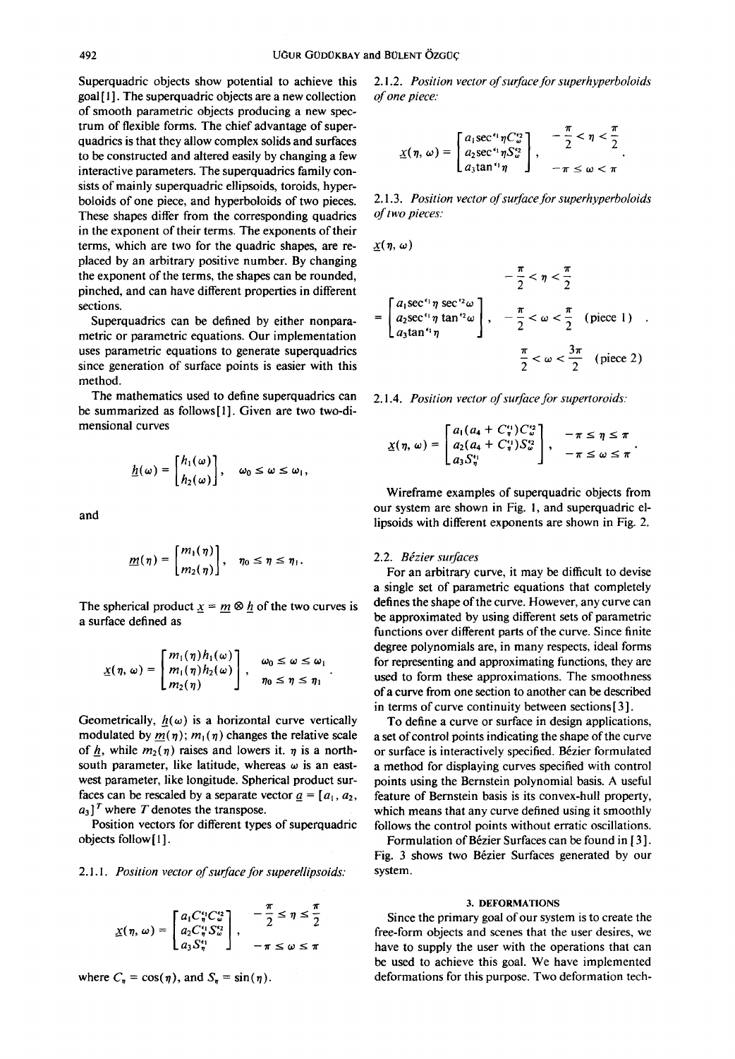Superquadric objects show potential to achieve this goal[1]. The superquadric objects are a new collection of smooth parametric objects producing a new spectrum of flexible forms. The chief advantage of superquadrics is that they allow complex solids and surfaces to be constructed and altered easily by changing a few interactive parameters. The superquadrics family consists of mainly superquadric ellipsoids, toroids, hyperboloids of one piece, and hyperboloids of two pieces. These shapes differ from the corresponding quadrics in the exponent of their terms. The exponents of their terms, which are two for the quadric shapes, are replaced by an arbitrary positive number. By changing the exponent of the terms, the shapes can be rounded, pinched, and can have different properties in different sections.

Superquadrics can be defined by either nonparametric or parametric equations. Our implementation uses parametric equations to generate superquadrics since generation of surface points is easier with this method.

The mathematics used to define superquadrics can be summarized as follows[1]. Given are two two-dimensional curves

$$\underline{h}(\omega) = \begin{bmatrix} h_1(\omega) \\ h_2(\omega) \end{bmatrix}, \quad \omega_0 \leq \omega \leq \omega_1,$$

and

$$\underline{m}(\eta) = \begin{bmatrix} m_1(\eta) \\ m_2(\eta) \end{bmatrix}, \quad \eta_0 \leq \eta \leq \eta_1.$$

The spherical product $\underline{x} = \underline{m} \otimes \underline{h}$ of the two curves is a surface defined as

$$\underline{x}(\eta, \omega) = \begin{bmatrix} m_1(\eta)h_1(\omega) \\ m_1(\eta)h_2(\omega) \\ m_2(\eta) \end{bmatrix}, \quad \begin{matrix} \omega_0 \leq \omega \leq \omega_1 \\ \eta_0 \leq \eta \leq \eta_1 \end{matrix}.$$

Geometrically, $\underline{h}(\omega)$ is a horizontal curve vertically modulated by $\underline{m}(\eta)$; $m_1(\eta)$ changes the relative scale of $\underline{h}$, while $m_2(\eta)$ raises and lowers it. $\eta$ is a north-south parameter, like latitude, whereas $\omega$ is an east-west parameter, like longitude. Spherical product surfaces can be rescaled by a separate vector $\underline{a} = [a_1, a_2, a_3]^T$ where $T$ denotes the transpose.

Position vectors for different types of superquadric objects follow[1].

2.1.1. *Position vector of surface for superellipsoids:*

$$\underline{x}(\eta, \omega) = \begin{bmatrix} a_1 C_\eta^{\epsilon_1} C_\omega^{\epsilon_2} \\ a_2 C_\eta^{\epsilon_1} S_\omega^{\epsilon_2} \\ a_3 S_\eta^{\epsilon_1} \end{bmatrix}, \quad \begin{matrix} -\frac{\pi}{2} \leq \eta \leq \frac{\pi}{2} \\ -\pi \leq \omega \leq \pi \end{matrix}$$

where $C_\eta = \cos(\eta)$, and $S_\eta = \sin(\eta)$.

2.1.2. *Position vector of surface for superhyperboloids of one piece:*

$$\underline{x}(\eta, \omega) = \begin{bmatrix} a_1 \sec^{\epsilon_1}\eta\, C_\omega^{\epsilon_2} \\ a_2 \sec^{\epsilon_1}\eta\, S_\omega^{\epsilon_2} \\ a_3 \tan^{\epsilon_1}\eta \end{bmatrix}, \quad \begin{matrix} -\frac{\pi}{2} < \eta < \frac{\pi}{2} \\ -\pi \leq \omega < \pi \end{matrix}.$$

2.1.3. *Position vector of surface for superhyperboloids of two pieces:*

$$\underline{x}(\eta, \omega) = \begin{bmatrix} a_1 \sec^{\epsilon_1}\eta \sec^{\epsilon_2}\omega \\ a_2 \sec^{\epsilon_1}\eta \tan^{\epsilon_2}\omega \\ a_3 \tan^{\epsilon_1}\eta \end{bmatrix}, \quad \begin{matrix} -\frac{\pi}{2} < \eta < \frac{\pi}{2} \\ -\frac{\pi}{2} < \omega < \frac{\pi}{2} \text{ (piece 1)} \\ \frac{\pi}{2} < \omega < \frac{3\pi}{2} \text{ (piece 2)} \end{matrix}.$$

2.1.4. *Position vector of surface for supertoroids:*

$$\underline{x}(\eta, \omega) = \begin{bmatrix} a_1(a_4 + C_\eta^{\epsilon_1})C_\omega^{\epsilon_2} \\ a_2(a_4 + C_\eta^{\epsilon_1})S_\omega^{\epsilon_2} \\ a_3 S_\eta^{\epsilon_1} \end{bmatrix}, \quad \begin{matrix} -\pi \leq \eta \leq \pi \\ -\pi \leq \omega \leq \pi \end{matrix}.$$

Wireframe examples of superquadric objects from our system are shown in Fig. 1, and superquadric ellipsoids with different exponents are shown in Fig. 2.

### 2.2. *Bézier surfaces*

For an arbitrary curve, it may be difficult to devise a single set of parametric equations that completely defines the shape of the curve. However, any curve can be approximated by using different sets of parametric functions over different parts of the curve. Since finite degree polynomials are, in many respects, ideal forms for representing and approximating functions, they are used to form these approximations. The smoothness of a curve from one section to another can be described in terms of curve continuity between sections[3].

To define a curve or surface in design applications, a set of control points indicating the shape of the curve or surface is interactively specified. Bézier formulated a method for displaying curves specified with control points using the Bernstein polynomial basis. A useful feature of Bernstein basis is its convex-hull property, which means that any curve defined using it smoothly follows the control points without erratic oscillations.

Formulation of Bézier Surfaces can be found in [3]. Fig. 3 shows two Bézier Surfaces generated by our system.

## 3. DEFORMATIONS

Since the primary goal of our system is to create the free-form objects and scenes that the user desires, we have to supply the user with the operations that can be used to achieve this goal. We have implemented deformations for this purpose. Two deformation tech-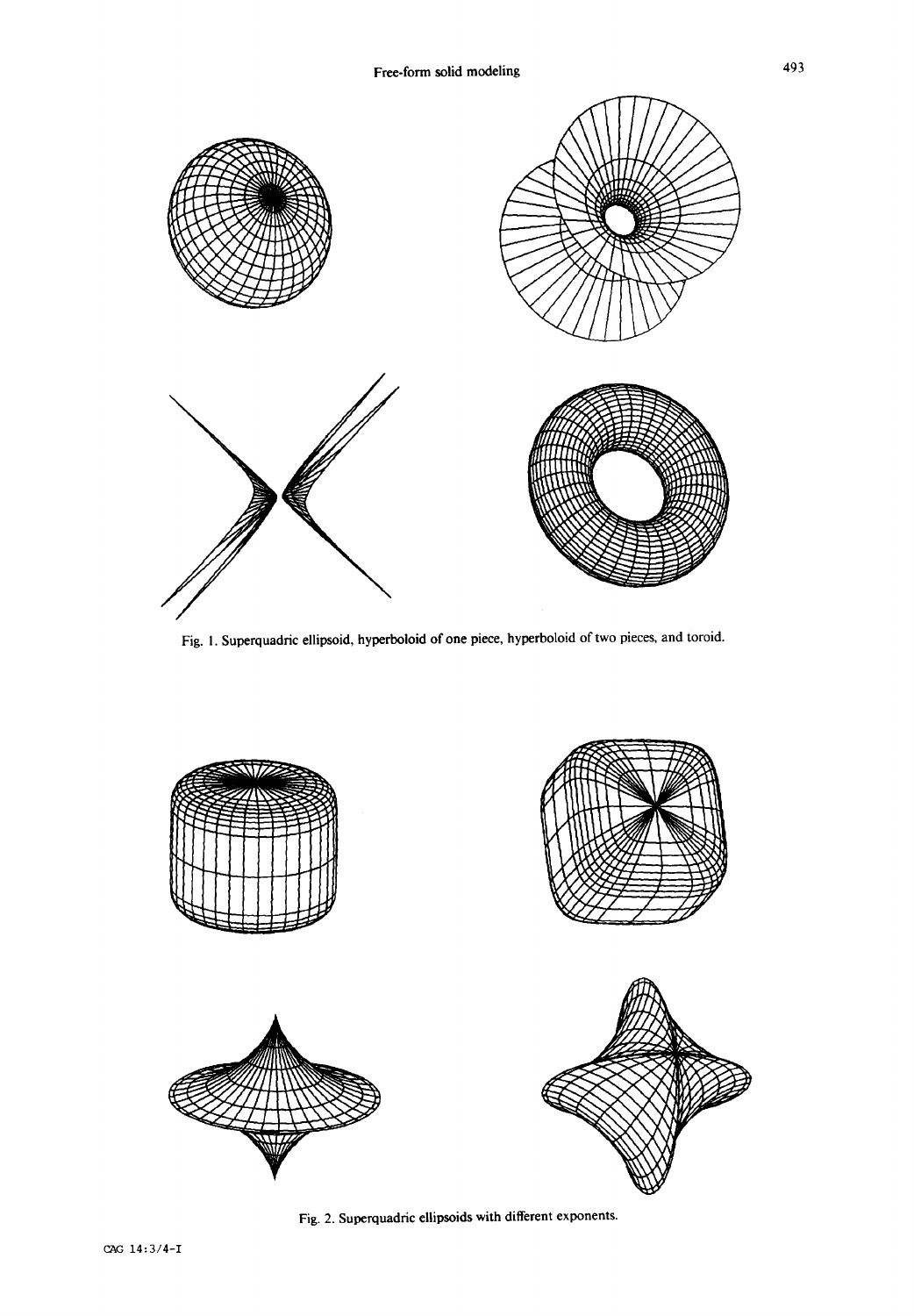Fig. 1. Superquadric ellipsoid, hyperboloid of one piece, hyperboloid of two pieces, and toroid.

Fig. 2. Superquadric ellipsoids with different exponents.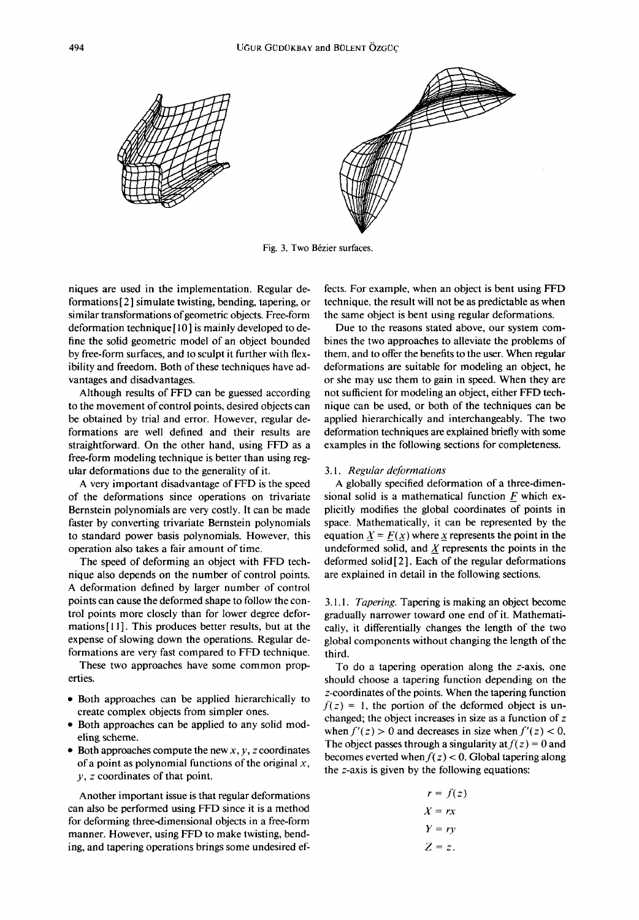Fig. 3. Two Bézier surfaces.

niques are used in the implementation. Regular deformations[2] simulate twisting, bending, tapering, or similar transformations of geometric objects. Free-form deformation technique[10] is mainly developed to define the solid geometric model of an object bounded by free-form surfaces, and to sculpt it further with flexibility and freedom. Both of these techniques have advantages and disadvantages.

Although results of FFD can be guessed according to the movement of control points, desired objects can be obtained by trial and error. However, regular deformations are well defined and their results are straightforward. On the other hand, using FFD as a free-form modeling technique is better than using regular deformations due to the generality of it.

A very important disadvantage of FFD is the speed of the deformations since operations on trivariate Bernstein polynomials are very costly. It can be made faster by converting trivariate Bernstein polynomials to standard power basis polynomials. However, this operation also takes a fair amount of time.

The speed of deforming an object with FFD technique also depends on the number of control points. A deformation defined by larger number of control points can cause the deformed shape to follow the control points more closely than for lower degree deformations[11]. This produces better results, but at the expense of slowing down the operations. Regular deformations are very fast compared to FFD technique.

These two approaches have some common properties.

- Both approaches can be applied hierarchically to create complex objects from simpler ones.
- Both approaches can be applied to any solid modeling scheme.
- Both approaches compute the new $x, y, z$ coordinates of a point as polynomial functions of the original $x$, $y$, $z$ coordinates of that point.

Another important issue is that regular deformations can also be performed using FFD since it is a method for deforming three-dimensional objects in a free-form manner. However, using FFD to make twisting, bending, and tapering operations brings some undesired effects. For example, when an object is bent using FFD technique, the result will not be as predictable as when the same object is bent using regular deformations.

Due to the reasons stated above, our system combines the two approaches to alleviate the problems of them, and to offer the benefits to the user. When regular deformations are suitable for modeling an object, he or she may use them to gain in speed. When they are not sufficient for modeling an object, either FFD technique can be used, or both of the techniques can be applied hierarchically and interchangeably. The two deformation techniques are explained briefly with some examples in the following sections for completeness.

### 3.1. *Regular deformations*

A globally specified deformation of a three-dimensional solid is a mathematical function $\underline{F}$ which explicitly modifies the global coordinates of points in space. Mathematically, it can be represented by the equation $\underline{X} = \underline{F}(\underline{x})$ where $\underline{x}$ represents the point in the undeformed solid, and $\underline{X}$ represents the points in the deformed solid[2]. Each of the regular deformations are explained in detail in the following sections.

#### 3.1.1. *Tapering.*

Tapering is making an object become gradually narrower toward one end of it. Mathematically, it differentially changes the length of the two global components without changing the length of the third.

To do a tapering operation along the $z$-axis, one should choose a tapering function depending on the $z$-coordinates of the points. When the tapering function $f(z) = 1$, the portion of the deformed object is unchanged; the object increases in size as a function of $z$ when $f'(z) > 0$ and decreases in size when $f'(z) < 0$. The object passes through a singularity at $f(z) = 0$ and becomes everted when $f(z) < 0$. Global tapering along the $z$-axis is given by the following equations:

$$r = f(z)$$

$$X = rx$$

$$Y = ry$$

$$Z = z.$$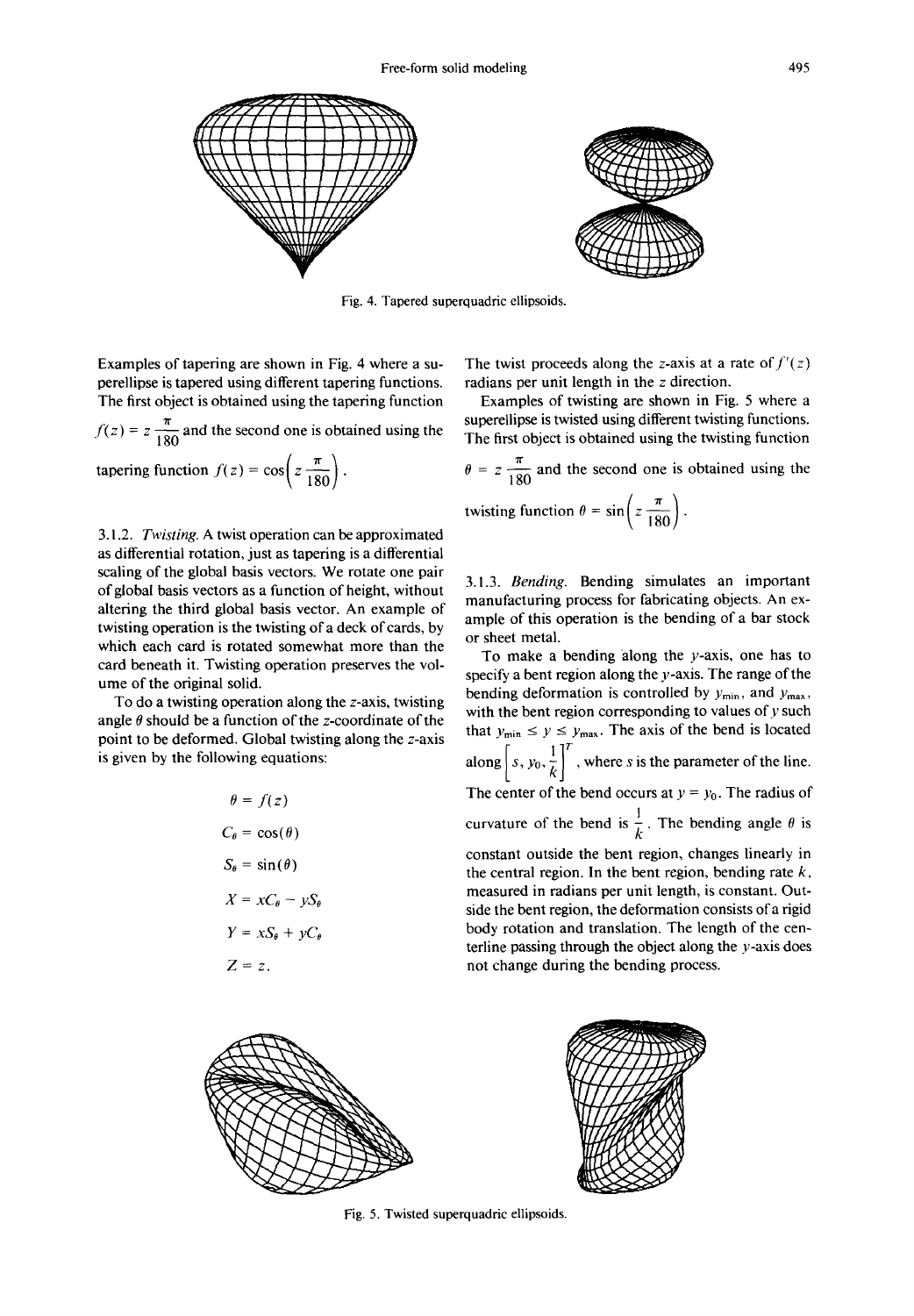Fig. 4. Tapered superquadric ellipsoids.

Examples of tapering are shown in Fig. 4 where a superellipse is tapered using different tapering functions. The first object is obtained using the tapering function $f(z) = z\frac{\pi}{180}$ and the second one is obtained using the tapering function $f(z) = \cos\left(z\frac{\pi}{180}\right)$.

3.1.2. *Twisting.* A twist operation can be approximated as differential rotation, just as tapering is a differential scaling of the global basis vectors. We rotate one pair of global basis vectors as a function of height, without altering the third global basis vector. An example of twisting operation is the twisting of a deck of cards, by which each card is rotated somewhat more than the card beneath it. Twisting operation preserves the volume of the original solid.

To do a twisting operation along the $z$-axis, twisting angle $\theta$ should be a function of the $z$-coordinate of the point to be deformed. Global twisting along the $z$-axis is given by the following equations:

$$\theta = f(z)$$

$$C_\theta = \cos(\theta)$$

$$S_\theta = \sin(\theta)$$

$$X = xC_\theta - yS_\theta$$

$$Y = xS_\theta + yC_\theta$$

$$Z = z.$$

The twist proceeds along the $z$-axis at a rate of $f'(z)$ radians per unit length in the $z$ direction.

Examples of twisting are shown in Fig. 5 where a superellipse is twisted using different twisting functions. The first object is obtained using the twisting function $\theta = z\frac{\pi}{180}$ and the second one is obtained using the twisting function $\theta = \sin\left(z\frac{\pi}{180}\right)$.

3.1.3. *Bending.* Bending simulates an important manufacturing process for fabricating objects. An example of this operation is the bending of a bar stock or sheet metal.

To make a bending along the $y$-axis, one has to specify a bent region along the $y$-axis. The range of the bending deformation is controlled by $y_{min}$, and $y_{max}$, with the bent region corresponding to values of $y$ such that $y_{min} \leq y \leq y_{max}$. The axis of the bend is located along $\left[s, y_0, \frac{1}{k}\right]^T$, where $s$ is the parameter of the line. The center of the bend occurs at $y = y_0$. The radius of curvature of the bend is $\frac{1}{k}$. The bending angle $\theta$ is constant outside the bent region, changes linearly in the central region. In the bent region, bending rate $k$, measured in radians per unit length, is constant. Outside the bent region, the deformation consists of a rigid body rotation and translation. The length of the centerline passing through the object along the $y$-axis does not change during the bending process.

Fig. 5. Twisted superquadric ellipsoids.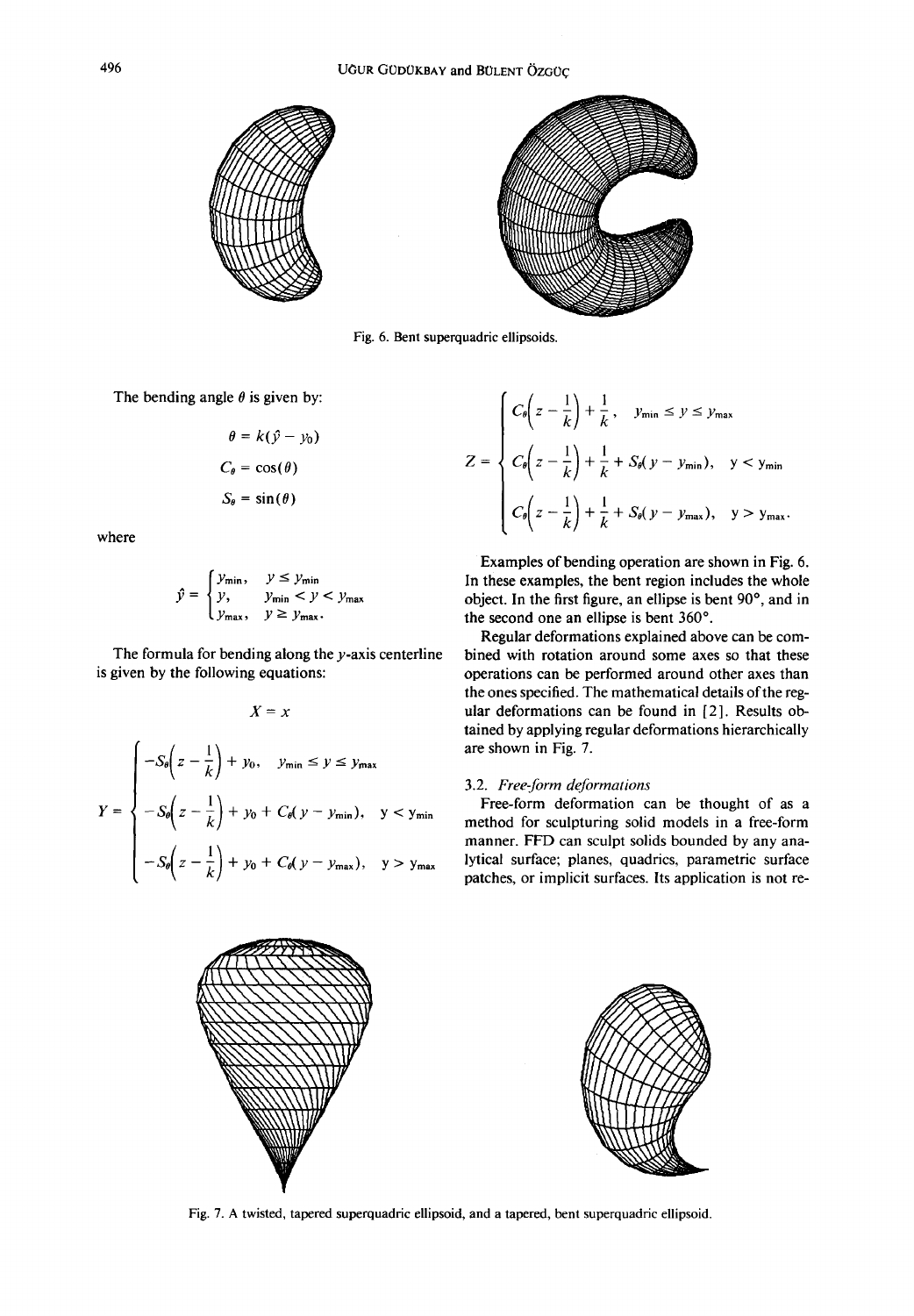Fig. 6. Bent superquadric ellipsoids.

The bending angle $\theta$ is given by:

$$\theta = k(\hat{y} - y_0)$$

$$C_\theta = \cos(\theta)$$

$$S_\theta = \sin(\theta)$$

where

$$\hat{y} = \begin{cases} y_{\min}, & y \leq y_{\min} \\ y, & y_{\min} < y < y_{\max} \\ y_{\max}, & y \geq y_{\max}. \end{cases}$$

The formula for bending along the $y$-axis centerline is given by the following equations:

$$X = x$$

$$Y = \begin{cases} -S_\theta\left(z - \frac{1}{k}\right) + y_0, & y_{\min} \leq y \leq y_{\max} \\ -S_\theta\left(z - \frac{1}{k}\right) + y_0 + C_\theta(y - y_{\min}), & y < y_{\min} \\ -S_\theta\left(z - \frac{1}{k}\right) + y_0 + C_\theta(y - y_{\max}), & y > y_{\max} \end{cases}$$

$$Z = \begin{cases} C_\theta\left(z - \frac{1}{k}\right) + \frac{1}{k}, & y_{\min} \leq y \leq y_{\max} \\ C_\theta\left(z - \frac{1}{k}\right) + \frac{1}{k} + S_\theta(y - y_{\min}), & y < y_{\min} \\ C_\theta\left(z - \frac{1}{k}\right) + \frac{1}{k} + S_\theta(y - y_{\max}), & y > y_{\max}. \end{cases}$$

Examples of bending operation are shown in Fig. 6. In these examples, the bent region includes the whole object. In the first figure, an ellipse is bent 90°, and in the second one an ellipse is bent 360°.

Regular deformations explained above can be combined with rotation around some axes so that these operations can be performed around other axes than the ones specified. The mathematical details of the regular deformations can be found in [2]. Results obtained by applying regular deformations hierarchically are shown in Fig. 7.

### 3.2. *Free-form deformations*

Free-form deformation can be thought of as a method for sculpturing solid models in a free-form manner. FFD can sculpt solids bounded by any analytical surface; planes, quadrics, parametric surface patches, or implicit surfaces. Its application is not re-

Fig. 7. A twisted, tapered superquadric ellipsoid, and a tapered, bent superquadric ellipsoid.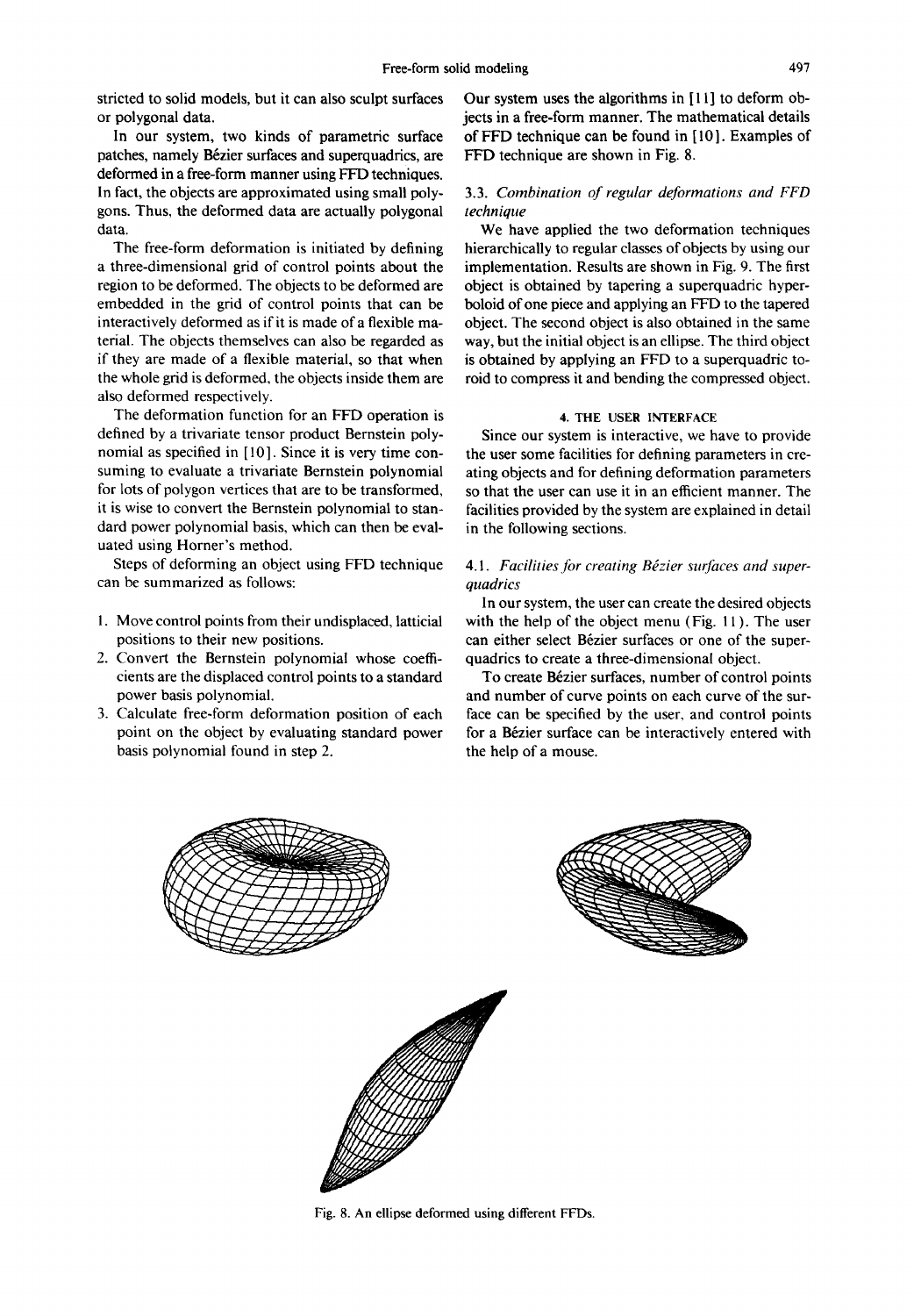stricted to solid models, but it can also sculpt surfaces or polygonal data.

In our system, two kinds of parametric surface patches, namely Bézier surfaces and superquadrics, are deformed in a free-form manner using FFD techniques. In fact, the objects are approximated using small polygons. Thus, the deformed data are actually polygonal data.

The free-form deformation is initiated by defining a three-dimensional grid of control points about the region to be deformed. The objects to be deformed are embedded in the grid of control points that can be interactively deformed as if it is made of a flexible material. The objects themselves can also be regarded as if they are made of a flexible material, so that when the whole grid is deformed, the objects inside them are also deformed respectively.

The deformation function for an FFD operation is defined by a trivariate tensor product Bernstein polynomial as specified in [10]. Since it is very time consuming to evaluate a trivariate Bernstein polynomial for lots of polygon vertices that are to be transformed, it is wise to convert the Bernstein polynomial to standard power polynomial basis, which can then be evaluated using Horner's method.

Steps of deforming an object using FFD technique can be summarized as follows:

1. Move control points from their undisplaced, latticial positions to their new positions.
2. Convert the Bernstein polynomial whose coefficients are the displaced control points to a standard power basis polynomial.
3. Calculate free-form deformation position of each point on the object by evaluating standard power basis polynomial found in step 2.

Our system uses the algorithms in [11] to deform objects in a free-form manner. The mathematical details of FFD technique can be found in [10]. Examples of FFD technique are shown in Fig. 8.

### 3.3. *Combination of regular deformations and FFD technique*

We have applied the two deformation techniques hierarchically to regular classes of objects by using our implementation. Results are shown in Fig. 9. The first object is obtained by tapering a superquadric hyperboloid of one piece and applying an FFD to the tapered object. The second object is also obtained in the same way, but the initial object is an ellipse. The third object is obtained by applying an FFD to a superquadric toroid to compress it and bending the compressed object.

## 4. THE USER INTERFACE

Since our system is interactive, we have to provide the user some facilities for defining parameters in creating objects and for defining deformation parameters so that the user can use it in an efficient manner. The facilities provided by the system are explained in detail in the following sections.

### 4.1. *Facilities for creating Bézier surfaces and superquadrics*

In our system, the user can create the desired objects with the help of the object menu (Fig. 11). The user can either select Bézier surfaces or one of the superquadrics to create a three-dimensional object.

To create Bézier surfaces, number of control points and number of curve points on each curve of the surface can be specified by the user, and control points for a Bézier surface can be interactively entered with the help of a mouse.

Fig. 8. An ellipse deformed using different FFDs.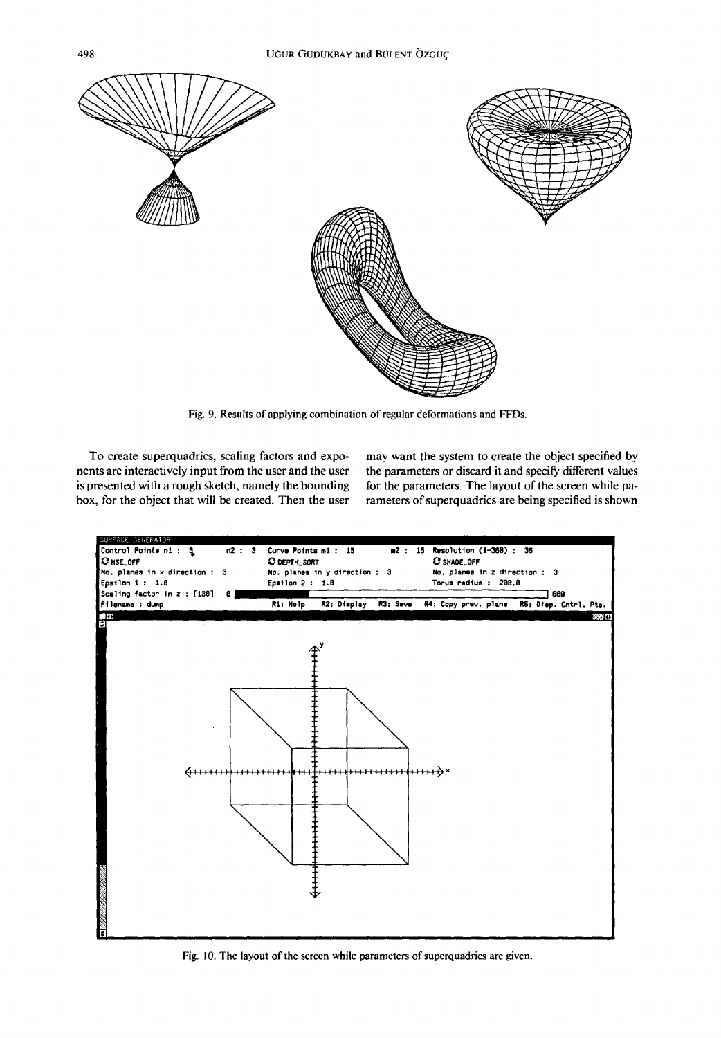Fig. 9. Results of applying combination of regular deformations and FFDs.

To create superquadrics, scaling factors and exponents are interactively input from the user and the user is presented with a rough sketch, namely the bounding box, for the object that will be created. Then the user may want the system to create the object specified by the parameters or discard it and specify different values for the parameters. The layout of the screen while parameters of superquadrics are being specified is shown

Fig. 10. The layout of the screen while parameters of superquadrics are given.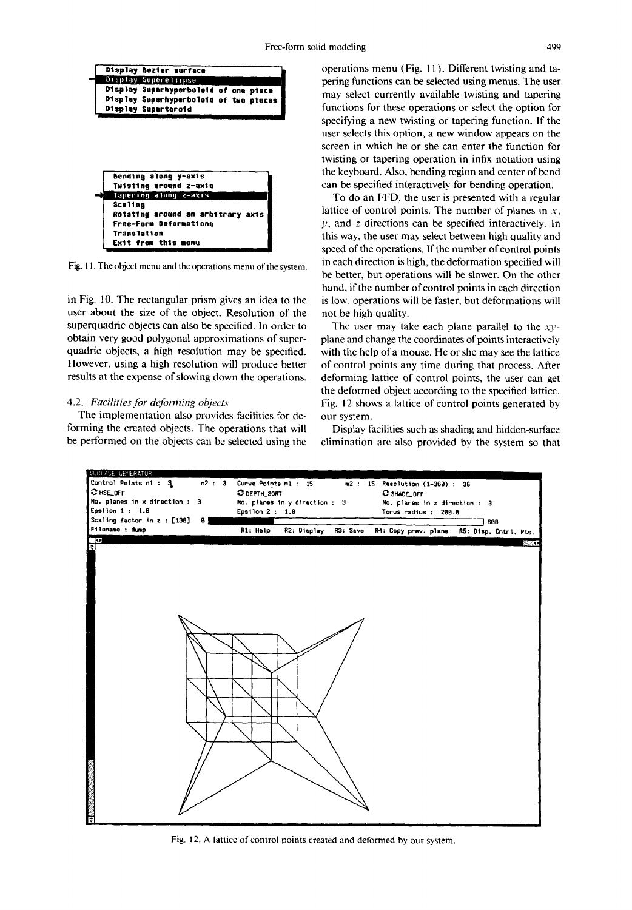Display Bezier surface
Display Superellipse
Display Superhyperboloid of one piece
Display Superhyperboloid of two pieces
Display Supertoroid

Bending along y-axis
Twisting around z-axis
Tapering along z-axis
Scaling
Rotating around an arbitrary axis
Free-Form Deformations
Translation
Exit from this menu

Fig. 11. The object menu and the operations menu of the system.

in Fig. 10. The rectangular prism gives an idea to the user about the size of the object. Resolution of the superquadric objects can also be specified. In order to obtain very good polygonal approximations of superquadric objects, a high resolution may be specified. However, using a high resolution will produce better results at the expense of slowing down the operations.

### 4.2. *Facilities for deforming objects*

The implementation also provides facilities for deforming the created objects. The operations that will be performed on the objects can be selected using the operations menu (Fig. 11). Different twisting and tapering functions can be selected using menus. The user may select currently available twisting and tapering functions for these operations or select the option for specifying a new twisting or tapering function. If the user selects this option, a new window appears on the screen in which he or she can enter the function for twisting or tapering operation in infix notation using the keyboard. Also, bending region and center of bend can be specified interactively for bending operation.

To do an FFD, the user is presented with a regular lattice of control points. The number of planes in $x$, $y$, and $z$ directions can be specified interactively. In this way, the user may select between high quality and speed of the operations. If the number of control points in each direction is high, the deformation specified will be better, but operations will be slower. On the other hand, if the number of control points in each direction is low, operations will be faster, but deformations will not be high quality.

The user may take each plane parallel to the $xy$-plane and change the coordinates of points interactively with the help of a mouse. He or she may see the lattice of control points any time during that process. After deforming lattice of control points, the user can get the deformed object according to the specified lattice. Fig. 12 shows a lattice of control points generated by our system.

Display facilities such as shading and hidden-surface elimination are also provided by the system so that

SURFACE GENERATOR
Control Points n1 : 3 n2 : 3 Curve Points m1 : 15 m2 : 15 Resolution (1-360) : 36
HSE_OFF DEPTH_SORT SHADE_OFF
No. planes in x direction : 3 No. planes in y direction : 3 No. planes in z direction : 3
Epsilon 1 : 1.0 Epsilon 2 : 1.0 Torus radius : 200.0
Scaling factor in z : [130] 0 600
Filename : dump R1: Help R2: Display R3: Save R4: Copy prev. plane R5: Disp. Cntrl. Pts.

Fig. 12. A lattice of control points created and deformed by our system.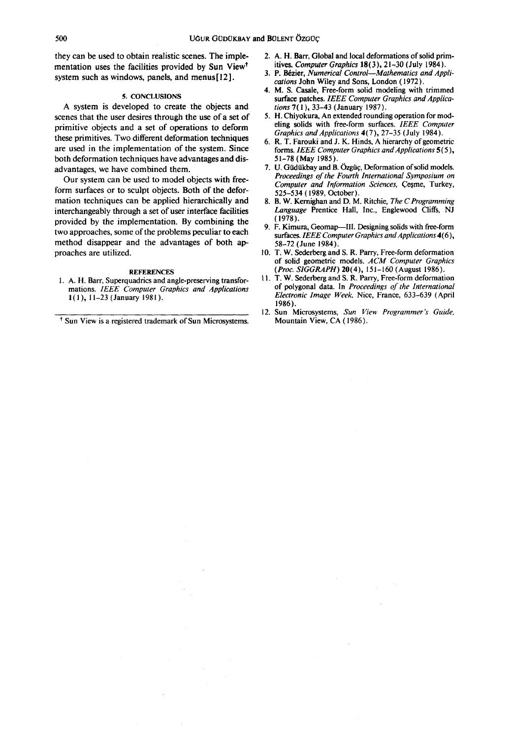they can be used to obtain realistic scenes. The implementation uses the facilities provided by Sun View[†] system such as windows, panels, and menus[12].

## 5. CONCLUSIONS

A system is developed to create the objects and scenes that the user desires through the use of a set of primitive objects and a set of operations to deform these primitives. Two different deformation techniques are used in the implementation of the system. Since both deformation techniques have advantages and disadvantages, we have combined them.

Our system can be used to model objects with free-form surfaces or to sculpt objects. Both of the deformation techniques can be applied hierarchically and interchangeably through a set of user interface facilities provided by the implementation. By combining the two approaches, some of the problems peculiar to each method disappear and the advantages of both approaches are utilized.

## REFERENCES

1. A. H. Barr, Superquadrics and angle-preserving transformations. *IEEE Computer Graphics and Applications* **1**(1), 11–23 (January 1981).
2. A. H. Barr, Global and local deformations of solid primitives. *Computer Graphics* **18**(3), 21–30 (July 1984).
3. P. Bézier, *Numerical Control—Mathematics and Applications* John Wiley and Sons, London (1972).
4. M. S. Casale, Free-form solid modeling with trimmed surface patches. *IEEE Computer Graphics and Applications* **7**(1), 33–43 (January 1987).
5. H. Chiyokura, An extended rounding operation for modeling solids with free-form surfaces. *IEEE Computer Graphics and Applications* **4**(7), 27–35 (July 1984).
6. R. T. Farouki and J. K. Hinds, A hierarchy of geometric forms. *IEEE Computer Graphics and Applications* **5**(5), 51–78 (May 1985).
7. U. Güdükbay and B. Özgüç, Deformation of solid models. *Proceedings of the Fourth International Symposium on Computer and Information Sciences,* Çeşme, Turkey, 525–534 (1989, October).
8. B. W. Kernighan and D. M. Ritchie, *The C Programming Language* Prentice Hall, Inc., Englewood Cliffs, NJ (1978).
9. F. Kimura, Geomap—III. Designing solids with free-form surfaces. *IEEE Computer Graphics and Applications* **4**(6), 58–72 (June 1984).
10. T. W. Sederberg and S. R. Parry, Free-form deformation of solid geometric models. *ACM Computer Graphics* (*Proc. SIGGRAPH*) **20**(4), 151–160 (August 1986).
11. T. W. Sederberg and S. R. Parry, Free-form deformation of polygonal data. In *Proceedings of the International Electronic Image Week,* Nice, France, 633–639 (April 1986).
12. Sun Microsystems, *Sun View Programmer's Guide,* Mountain View, CA (1986).

[†] Sun View is a registered trademark of Sun Microsystems.